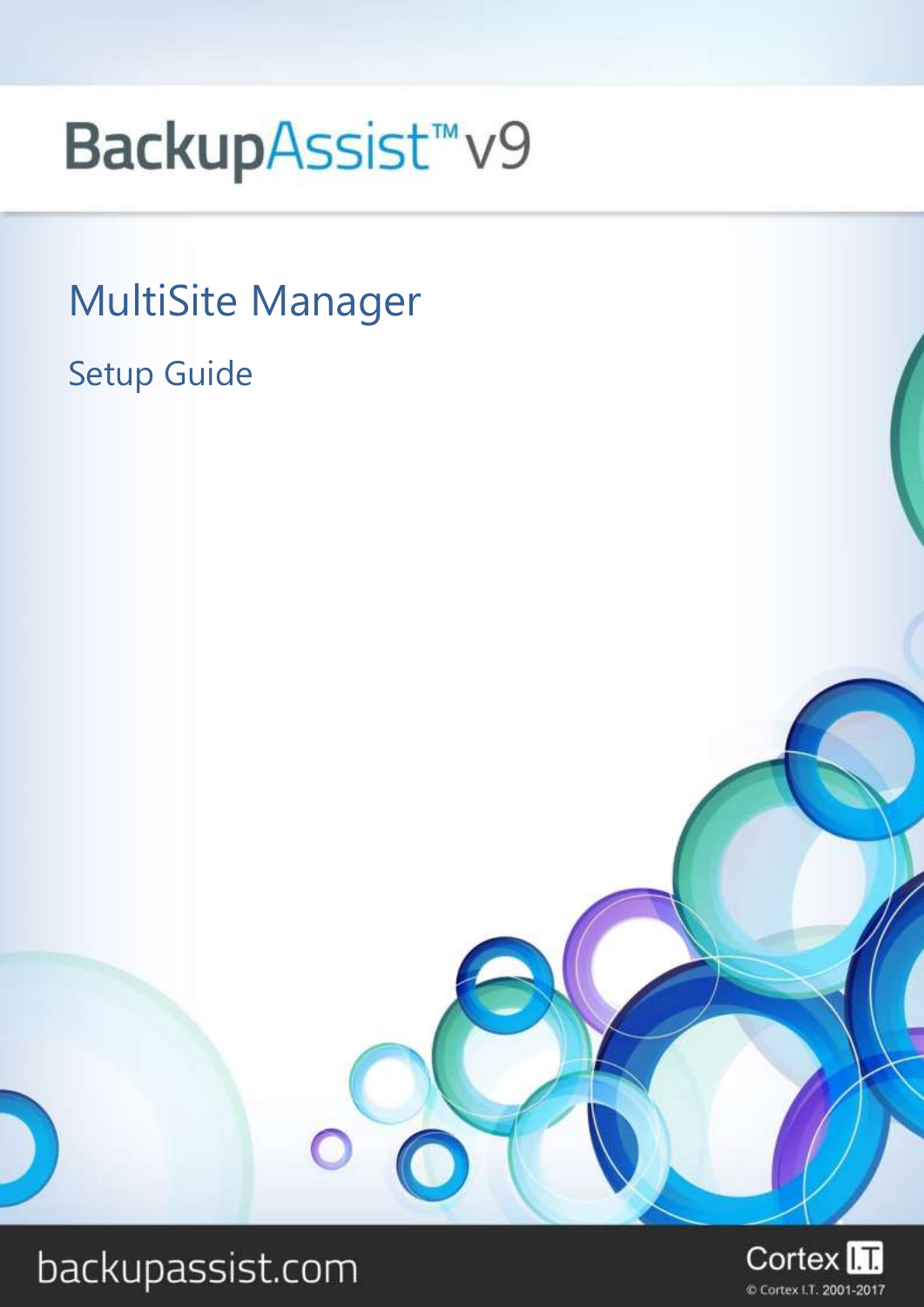# BackupAssist™ v9

## MultiSite Manager

### Setup Guide

backupassist.com

Cortex I.T.

© Cortex I.T. 2001-2017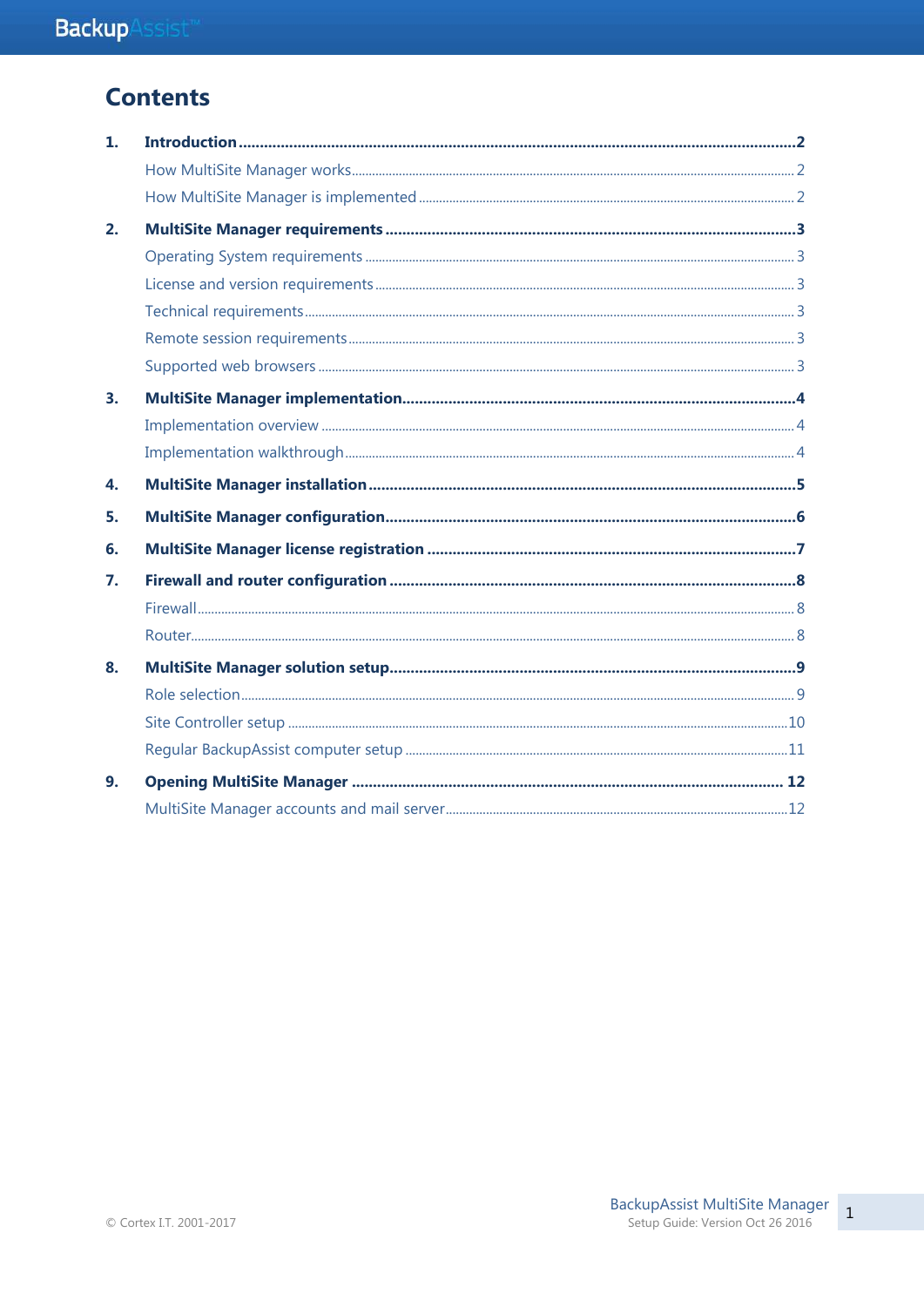# Contents

1. **Introduction** .......... 2
   - How MultiSite Manager works .......... 2
   - How MultiSite Manager is implemented .......... 2
2. **MultiSite Manager requirements** .......... 3
   - Operating System requirements .......... 3
   - License and version requirements .......... 3
   - Technical requirements .......... 3
   - Remote session requirements .......... 3
   - Supported web browsers .......... 3
3. **MultiSite Manager implementation** .......... 4
   - Implementation overview .......... 4
   - Implementation walkthrough .......... 4
4. **MultiSite Manager installation** .......... 5
5. **MultiSite Manager configuration** .......... 6
6. **MultiSite Manager license registration** .......... 7
7. **Firewall and router configuration** .......... 8
   - Firewall .......... 8
   - Router .......... 8
8. **MultiSite Manager solution setup** .......... 9
   - Role selection .......... 9
   - Site Controller setup .......... 10
   - Regular BackupAssist computer setup .......... 11
9. **Opening MultiSite Manager** .......... 12
   - MultiSite Manager accounts and mail server .......... 12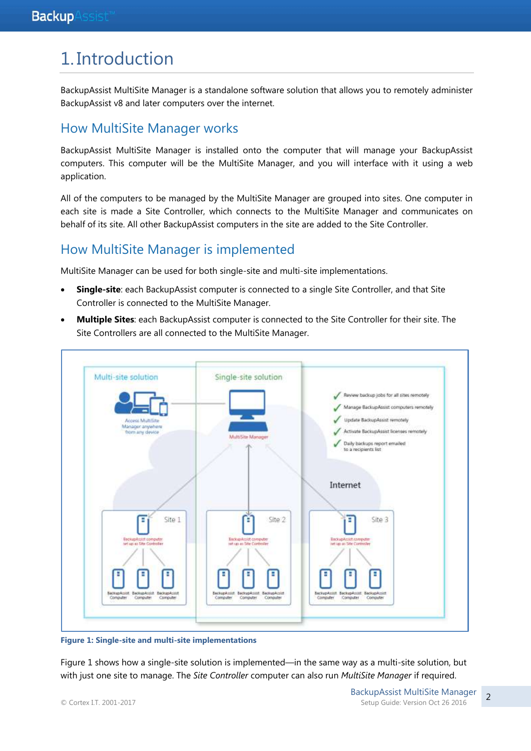# 1. Introduction

BackupAssist MultiSite Manager is a standalone software solution that allows you to remotely administer BackupAssist v8 and later computers over the internet.

## How MultiSite Manager works

BackupAssist MultiSite Manager is installed onto the computer that will manage your BackupAssist computers. This computer will be the MultiSite Manager, and you will interface with it using a web application.

All of the computers to be managed by the MultiSite Manager are grouped into sites. One computer in each site is made a Site Controller, which connects to the MultiSite Manager and communicates on behalf of its site. All other BackupAssist computers in the site are added to the Site Controller.

## How MultiSite Manager is implemented

MultiSite Manager can be used for both single-site and multi-site implementations.

- **Single-site**: each BackupAssist computer is connected to a single Site Controller, and that Site Controller is connected to the MultiSite Manager.
- **Multiple Sites**: each BackupAssist computer is connected to the Site Controller for their site. The Site Controllers are all connected to the MultiSite Manager.

**Figure 1: Single-site and multi-site implementations**

Figure 1 shows how a single-site solution is implemented—in the same way as a multi-site solution, but with just one site to manage. The *Site Controller* computer can also run *MultiSite Manager* if required.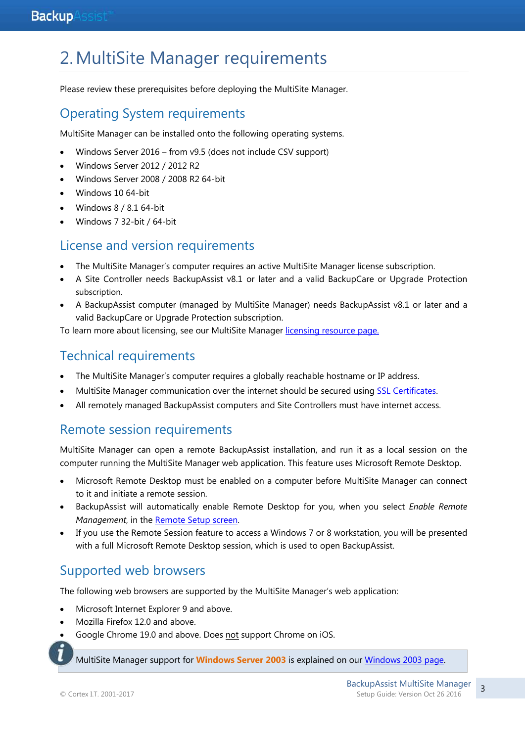# 2. MultiSite Manager requirements

Please review these prerequisites before deploying the MultiSite Manager.

## Operating System requirements

MultiSite Manager can be installed onto the following operating systems.

- Windows Server 2016 – from v9.5 (does not include CSV support)
- Windows Server 2012 / 2012 R2
- Windows Server 2008 / 2008 R2 64-bit
- Windows 10 64-bit
- Windows 8 / 8.1 64-bit
- Windows 7 32-bit / 64-bit

## License and version requirements

- The MultiSite Manager's computer requires an active MultiSite Manager license subscription.
- A Site Controller needs BackupAssist v8.1 or later and a valid BackupCare or Upgrade Protection subscription.
- A BackupAssist computer (managed by MultiSite Manager) needs BackupAssist v8.1 or later and a valid BackupCare or Upgrade Protection subscription.

To learn more about licensing, see our MultiSite Manager licensing resource page.

## Technical requirements

- The MultiSite Manager's computer requires a globally reachable hostname or IP address.
- MultiSite Manager communication over the internet should be secured using SSL Certificates.
- All remotely managed BackupAssist computers and Site Controllers must have internet access.

## Remote session requirements

MultiSite Manager can open a remote BackupAssist installation, and run it as a local session on the computer running the MultiSite Manager web application. This feature uses Microsoft Remote Desktop.

- Microsoft Remote Desktop must be enabled on a computer before MultiSite Manager can connect to it and initiate a remote session.
- BackupAssist will automatically enable Remote Desktop for you, when you select *Enable Remote Management*, in the Remote Setup screen.
- If you use the Remote Session feature to access a Windows 7 or 8 workstation, you will be presented with a full Microsoft Remote Desktop session, which is used to open BackupAssist.

## Supported web browsers

The following web browsers are supported by the MultiSite Manager's web application:

- Microsoft Internet Explorer 9 and above.
- Mozilla Firefox 12.0 and above.
- Google Chrome 19.0 and above. Does not support Chrome on iOS.

MultiSite Manager support for **Windows Server 2003** is explained on our Windows 2003 page.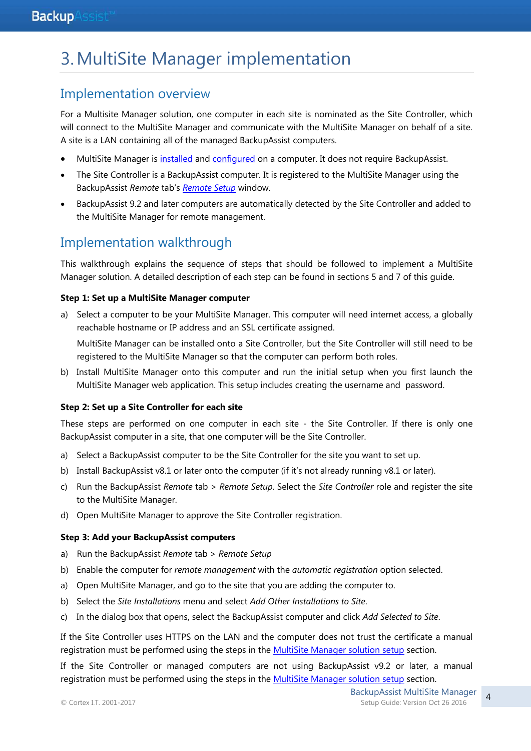# 3. MultiSite Manager implementation

## Implementation overview

For a Multisite Manager solution, one computer in each site is nominated as the Site Controller, which will connect to the MultiSite Manager and communicate with the MultiSite Manager on behalf of a site. A site is a LAN containing all of the managed BackupAssist computers.

- MultiSite Manager is installed and configured on a computer. It does not require BackupAssist.
- The Site Controller is a BackupAssist computer. It is registered to the MultiSite Manager using the BackupAssist *Remote* tab's *Remote Setup* window.
- BackupAssist 9.2 and later computers are automatically detected by the Site Controller and added to the MultiSite Manager for remote management.

## Implementation walkthrough

This walkthrough explains the sequence of steps that should be followed to implement a MultiSite Manager solution. A detailed description of each step can be found in sections 5 and 7 of this guide.

**Step 1: Set up a MultiSite Manager computer**

a) Select a computer to be your MultiSite Manager. This computer will need internet access, a globally reachable hostname or IP address and an SSL certificate assigned.

   MultiSite Manager can be installed onto a Site Controller, but the Site Controller will still need to be registered to the MultiSite Manager so that the computer can perform both roles.

b) Install MultiSite Manager onto this computer and run the initial setup when you first launch the MultiSite Manager web application. This setup includes creating the username and password.

**Step 2: Set up a Site Controller for each site**

These steps are performed on one computer in each site - the Site Controller. If there is only one BackupAssist computer in a site, that one computer will be the Site Controller.

a) Select a BackupAssist computer to be the Site Controller for the site you want to set up.

b) Install BackupAssist v8.1 or later onto the computer (if it's not already running v8.1 or later).

c) Run the BackupAssist *Remote* tab > *Remote Setup*. Select the *Site Controller* role and register the site to the MultiSite Manager.

d) Open MultiSite Manager to approve the Site Controller registration.

**Step 3: Add your BackupAssist computers**

a) Run the BackupAssist *Remote* tab > *Remote Setup*

b) Enable the computer for *remote management* with the *automatic registration* option selected.

a) Open MultiSite Manager, and go to the site that you are adding the computer to.

b) Select the *Site Installations* menu and select *Add Other Installations to Site*.

c) In the dialog box that opens, select the BackupAssist computer and click *Add Selected to Site*.

If the Site Controller uses HTTPS on the LAN and the computer does not trust the certificate a manual registration must be performed using the steps in the MultiSite Manager solution setup section.

If the Site Controller or managed computers are not using BackupAssist v9.2 or later, a manual registration must be performed using the steps in the MultiSite Manager solution setup section.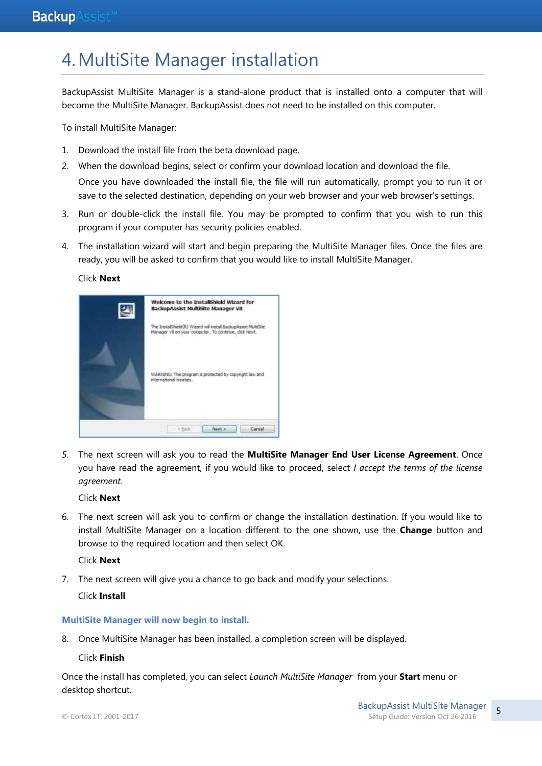# 4. MultiSite Manager installation

BackupAssist MultiSite Manager is a stand-alone product that is installed onto a computer that will become the MultiSite Manager. BackupAssist does not need to be installed on this computer.

To install MultiSite Manager:

1. Download the install file from the beta download page.
2. When the download begins, select or confirm your download location and download the file.

   Once you have downloaded the install file, the file will run automatically, prompt you to run it or save to the selected destination, depending on your web browser and your web browser's settings.
3. Run or double-click the install file. You may be prompted to confirm that you wish to run this program if your computer has security policies enabled.
4. The installation wizard will start and begin preparing the MultiSite Manager files. Once the files are ready, you will be asked to confirm that you would like to install MultiSite Manager.

   Click **Next**

5. The next screen will ask you to read the **MultiSite Manager End User License Agreement**. Once you have read the agreement, if you would like to proceed, select *I accept the terms of the license agreement.*

   Click **Next**
6. The next screen will ask you to confirm or change the installation destination. If you would like to install MultiSite Manager on a location different to the one shown, use the **Change** button and browse to the required location and then select OK.

   Click **Next**
7. The next screen will give you a chance to go back and modify your selections.

   Click **Install**

**MultiSite Manager will now begin to install.**

8. Once MultiSite Manager has been installed, a completion screen will be displayed.

   Click **Finish**

Once the install has completed, you can select *Launch MultiSite Manager* from your **Start** menu or desktop shortcut.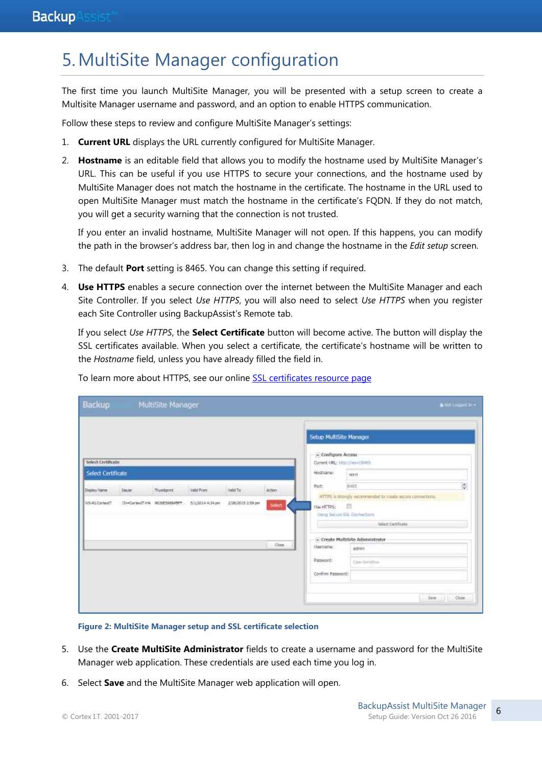# 5. MultiSite Manager configuration

The first time you launch MultiSite Manager, you will be presented with a setup screen to create a Multisite Manager username and password, and an option to enable HTTPS communication.

Follow these steps to review and configure MultiSite Manager's settings:

1. **Current URL** displays the URL currently configured for MultiSite Manager.

2. **Hostname** is an editable field that allows you to modify the hostname used by MultiSite Manager's URL. This can be useful if you use HTTPS to secure your connections, and the hostname used by MultiSite Manager does not match the hostname in the certificate. The hostname in the URL used to open MultiSite Manager must match the hostname in the certificate's FQDN. If they do not match, you will get a security warning that the connection is not trusted.

   If you enter an invalid hostname, MultiSite Manager will not open. If this happens, you can modify the path in the browser's address bar, then log in and change the hostname in the *Edit setup* screen.

3. The default **Port** setting is 8465. You can change this setting if required.

4. **Use HTTPS** enables a secure connection over the internet between the MultiSite Manager and each Site Controller. If you select *Use HTTPS*, you will also need to select *Use HTTPS* when you register each Site Controller using BackupAssist's Remote tab.

   If you select *Use HTTPS*, the **Select Certificate** button will become active. The button will display the SSL certificates available. When you select a certificate, the certificate's hostname will be written to the *Hostname* field, unless you have already filled the field in.

   To learn more about HTTPS, see our online [SSL certificates resource page]()

   **Figure 2: MultiSite Manager setup and SSL certificate selection**

5. Use the **Create MultiSite Administrator** fields to create a username and password for the MultiSite Manager web application. These credentials are used each time you log in.

6. Select **Save** and the MultiSite Manager web application will open.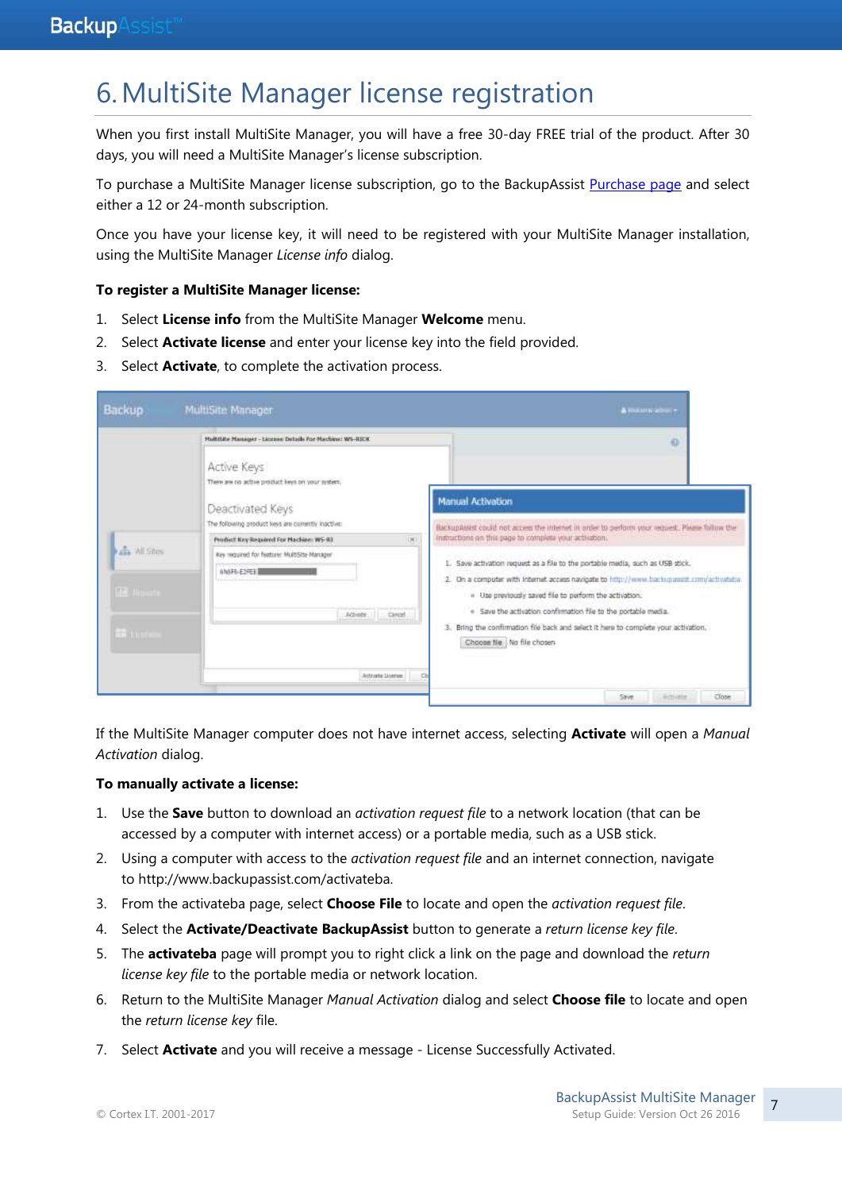# 6. MultiSite Manager license registration

When you first install MultiSite Manager, you will have a free 30-day FREE trial of the product. After 30 days, you will need a MultiSite Manager's license subscription.

To purchase a MultiSite Manager license subscription, go to the BackupAssist [Purchase page] and select either a 12 or 24-month subscription.

Once you have your license key, it will need to be registered with your MultiSite Manager installation, using the MultiSite Manager *License info* dialog.

**To register a MultiSite Manager license:**

1. Select **License info** from the MultiSite Manager **Welcome** menu.
2. Select **Activate license** and enter your license key into the field provided.
3. Select **Activate**, to complete the activation process.

If the MultiSite Manager computer does not have internet access, selecting **Activate** will open a *Manual Activation* dialog.

**To manually activate a license:**

1. Use the **Save** button to download an *activation request file* to a network location (that can be accessed by a computer with internet access) or a portable media, such as a USB stick.
2. Using a computer with access to the *activation request file* and an internet connection, navigate to http://www.backupassist.com/activateba.
3. From the activateba page, select **Choose File** to locate and open the *activation request file*.
4. Select the **Activate/Deactivate BackupAssist** button to generate a *return license key file*.
5. The **activateba** page will prompt you to right click a link on the page and download the *return license key file* to the portable media or network location.
6. Return to the MultiSite Manager *Manual Activation* dialog and select **Choose file** to locate and open the *return license key* file.
7. Select **Activate** and you will receive a message - License Successfully Activated.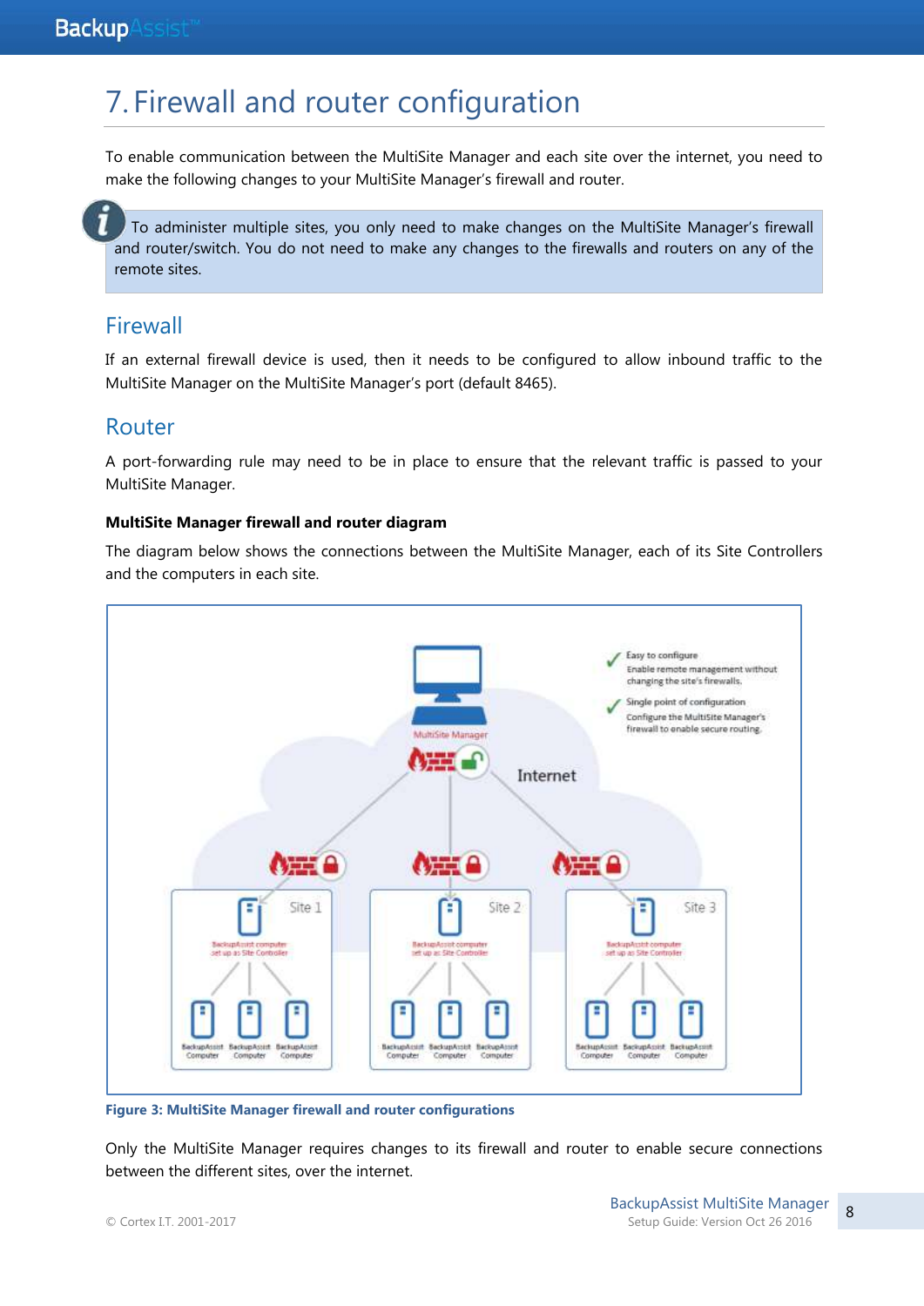# 7. Firewall and router configuration

To enable communication between the MultiSite Manager and each site over the internet, you need to make the following changes to your MultiSite Manager's firewall and router.

> To administer multiple sites, you only need to make changes on the MultiSite Manager's firewall and router/switch. You do not need to make any changes to the firewalls and routers on any of the remote sites.

## Firewall

If an external firewall device is used, then it needs to be configured to allow inbound traffic to the MultiSite Manager on the MultiSite Manager's port (default 8465).

## Router

A port-forwarding rule may need to be in place to ensure that the relevant traffic is passed to your MultiSite Manager.

**MultiSite Manager firewall and router diagram**

The diagram below shows the connections between the MultiSite Manager, each of its Site Controllers and the computers in each site.

**Figure 3: MultiSite Manager firewall and router configurations**

Only the MultiSite Manager requires changes to its firewall and router to enable secure connections between the different sites, over the internet.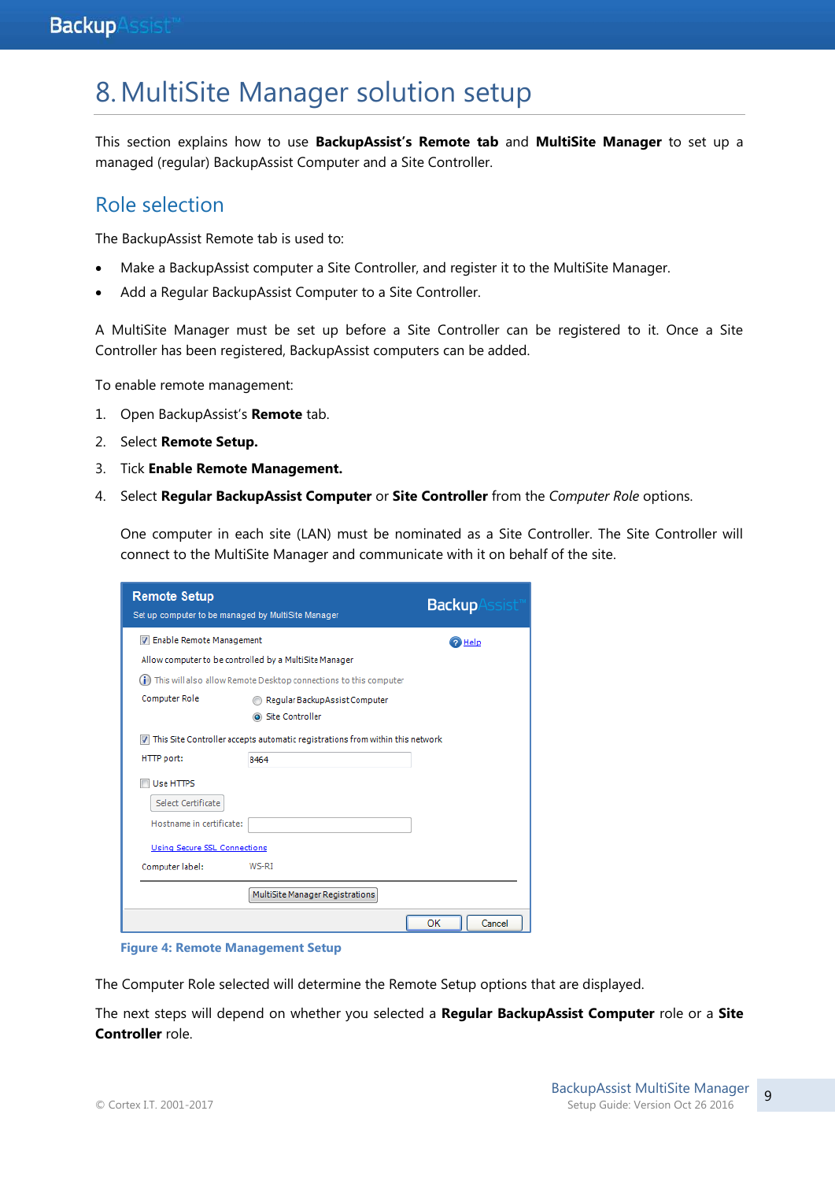# 8. MultiSite Manager solution setup

This section explains how to use **BackupAssist's Remote tab** and **MultiSite Manager** to set up a managed (regular) BackupAssist Computer and a Site Controller.

## Role selection

The BackupAssist Remote tab is used to:

- Make a BackupAssist computer a Site Controller, and register it to the MultiSite Manager.
- Add a Regular BackupAssist Computer to a Site Controller.

A MultiSite Manager must be set up before a Site Controller can be registered to it. Once a Site Controller has been registered, BackupAssist computers can be added.

To enable remote management:

1. Open BackupAssist's **Remote** tab.
2. Select **Remote Setup.**
3. Tick **Enable Remote Management.**
4. Select **Regular BackupAssist Computer** or **Site Controller** from the *Computer Role* options.

   One computer in each site (LAN) must be nominated as a Site Controller. The Site Controller will connect to the MultiSite Manager and communicate with it on behalf of the site.

**Figure 4: Remote Management Setup**

The Computer Role selected will determine the Remote Setup options that are displayed.

The next steps will depend on whether you selected a **Regular BackupAssist Computer** role or a **Site Controller** role.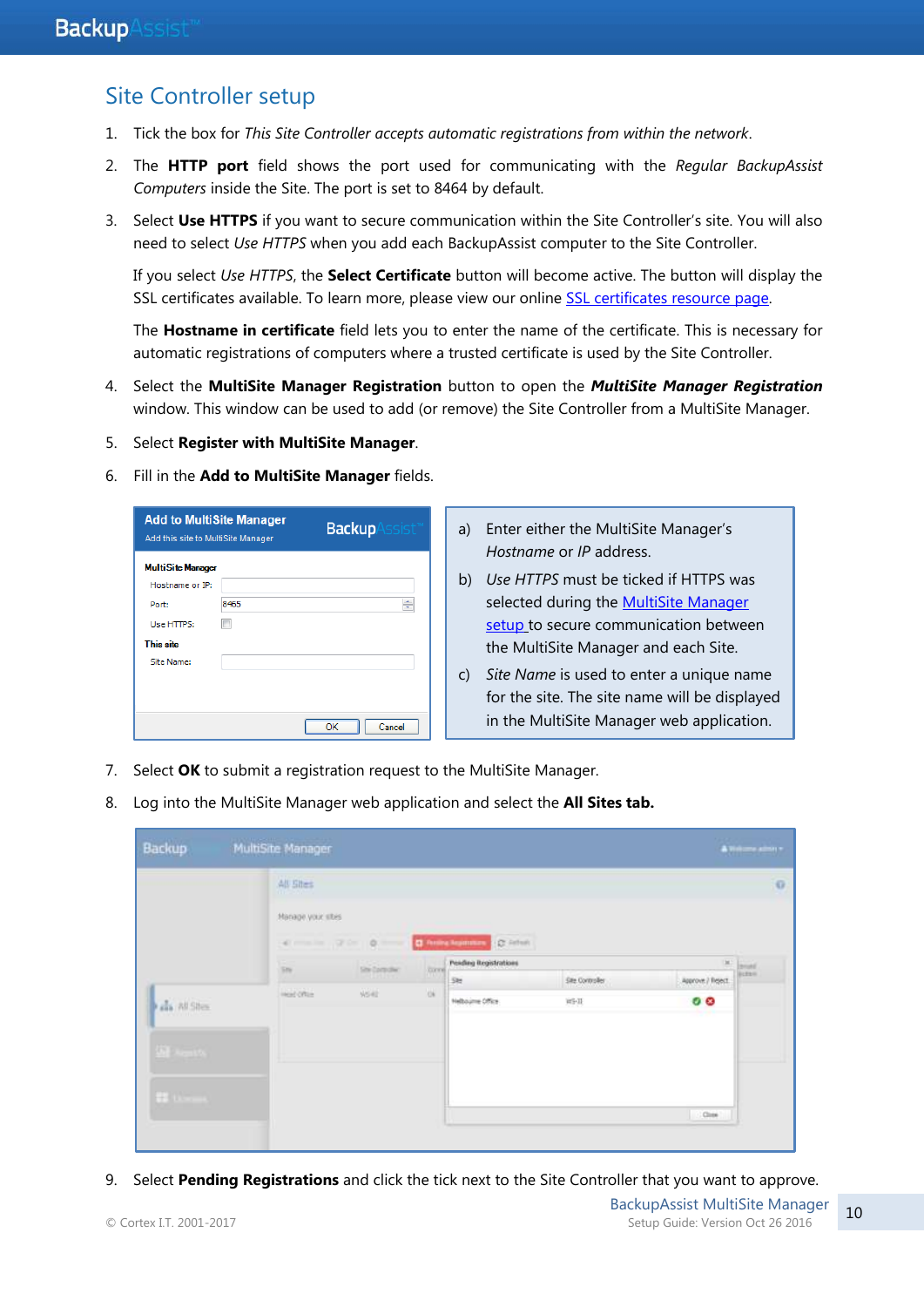## Site Controller setup

1. Tick the box for *This Site Controller accepts automatic registrations from within the network*.
2. The **HTTP port** field shows the port used for communicating with the *Regular BackupAssist Computers* inside the Site. The port is set to 8464 by default.
3. Select **Use HTTPS** if you want to secure communication within the Site Controller's site. You will also need to select *Use HTTPS* when you add each BackupAssist computer to the Site Controller.

   If you select *Use HTTPS*, the **Select Certificate** button will become active. The button will display the SSL certificates available. To learn more, please view our online SSL certificates resource page.

   The **Hostname in certificate** field lets you to enter the name of the certificate. This is necessary for automatic registrations of computers where a trusted certificate is used by the Site Controller.
4. Select the **MultiSite Manager Registration** button to open the ***MultiSite Manager Registration*** window. This window can be used to add (or remove) the Site Controller from a MultiSite Manager.
5. Select **Register with MultiSite Manager**.
6. Fill in the **Add to MultiSite Manager** fields.

   a) Enter either the MultiSite Manager's *Hostname* or *IP* address.

   b) *Use HTTPS* must be ticked if HTTPS was selected during the MultiSite Manager setup to secure communication between the MultiSite Manager and each Site.

   c) *Site Name* is used to enter a unique name for the site. The site name will be displayed in the MultiSite Manager web application.
7. Select **OK** to submit a registration request to the MultiSite Manager.
8. Log into the MultiSite Manager web application and select the **All Sites tab.**
9. Select **Pending Registrations** and click the tick next to the Site Controller that you want to approve.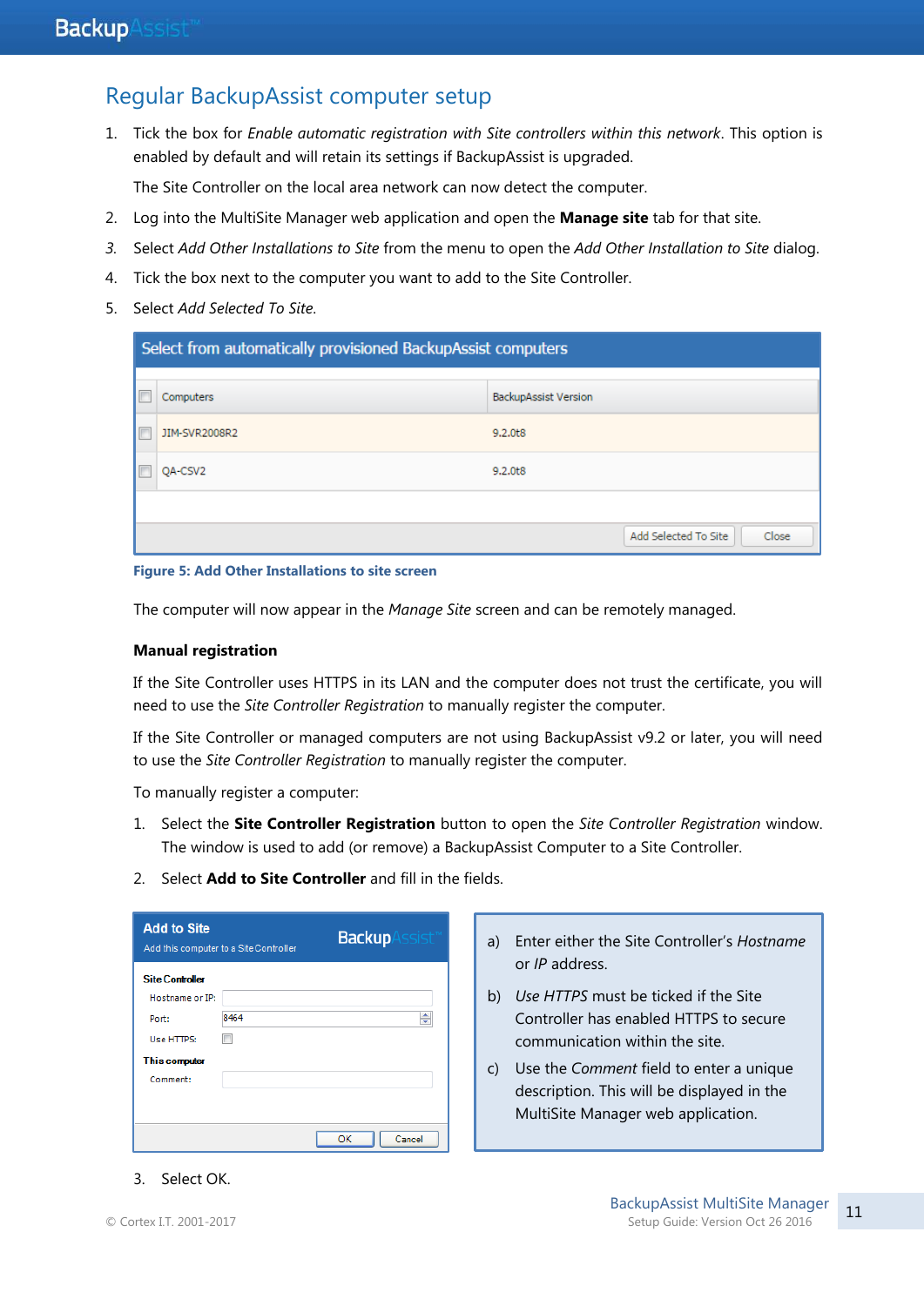## Regular BackupAssist computer setup

1. Tick the box for *Enable automatic registration with Site controllers within this network*. This option is enabled by default and will retain its settings if BackupAssist is upgraded.

   The Site Controller on the local area network can now detect the computer.

2. Log into the MultiSite Manager web application and open the **Manage site** tab for that site.
3. Select *Add Other Installations to Site* from the menu to open the *Add Other Installation to Site* dialog.
4. Tick the box next to the computer you want to add to the Site Controller.
5. Select *Add Selected To Site.*

**Select from automatically provisioned BackupAssist computers**

| Computers | BackupAssist Version |
|---|---|
| JIM-SVR2008R2 | 9.2.0t8 |
| QA-CSV2 | 9.2.0t8 |

Add Selected To Site | Close

**Figure 5: Add Other Installations to site screen**

The computer will now appear in the *Manage Site* screen and can be remotely managed.

### Manual registration

If the Site Controller uses HTTPS in its LAN and the computer does not trust the certificate, you will need to use the *Site Controller Registration* to manually register the computer.

If the Site Controller or managed computers are not using BackupAssist v9.2 or later, you will need to use the *Site Controller Registration* to manually register the computer.

To manually register a computer:

1. Select the **Site Controller Registration** button to open the *Site Controller Registration* window. The window is used to add (or remove) a BackupAssist Computer to a Site Controller.
2. Select **Add to Site Controller** and fill in the fields.

**Add to Site**
Add this computer to a Site Controller

**Site Controller**
Hostname or IP:
Port: 8464
Use HTTPS:

**This computer**
Comment:

OK | Cancel

a) Enter either the Site Controller's *Hostname* or *IP* address.

b) *Use HTTPS* must be ticked if the Site Controller has enabled HTTPS to secure communication within the site.

c) Use the *Comment* field to enter a unique description. This will be displayed in the MultiSite Manager web application.

3. Select OK.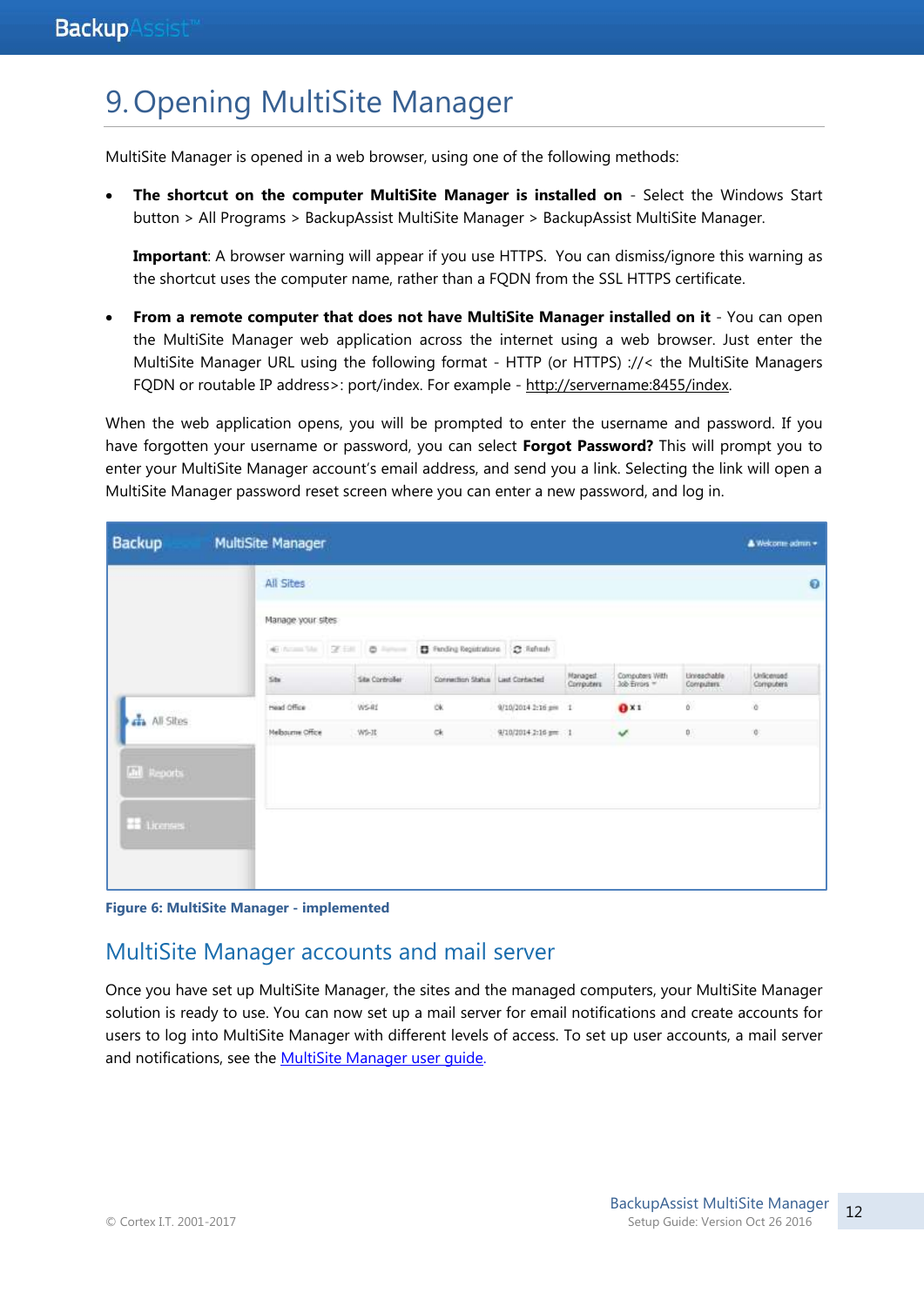# 9. Opening MultiSite Manager

MultiSite Manager is opened in a web browser, using one of the following methods:

- **The shortcut on the computer MultiSite Manager is installed on** - Select the Windows Start button > All Programs > BackupAssist MultiSite Manager > BackupAssist MultiSite Manager.

  **Important**: A browser warning will appear if you use HTTPS. You can dismiss/ignore this warning as the shortcut uses the computer name, rather than a FQDN from the SSL HTTPS certificate.

- **From a remote computer that does not have MultiSite Manager installed on it** - You can open the MultiSite Manager web application across the internet using a web browser. Just enter the MultiSite Manager URL using the following format - HTTP (or HTTPS) ://< the MultiSite Managers FQDN or routable IP address>: port/index. For example - http://servername:8455/index.

When the web application opens, you will be prompted to enter the username and password. If you have forgotten your username or password, you can select **Forgot Password?** This will prompt you to enter your MultiSite Manager account's email address, and send you a link. Selecting the link will open a MultiSite Manager password reset screen where you can enter a new password, and log in.

**Figure 6: MultiSite Manager - implemented**

## MultiSite Manager accounts and mail server

Once you have set up MultiSite Manager, the sites and the managed computers, your MultiSite Manager solution is ready to use. You can now set up a mail server for email notifications and create accounts for users to log into MultiSite Manager with different levels of access. To set up user accounts, a mail server and notifications, see the MultiSite Manager user guide.